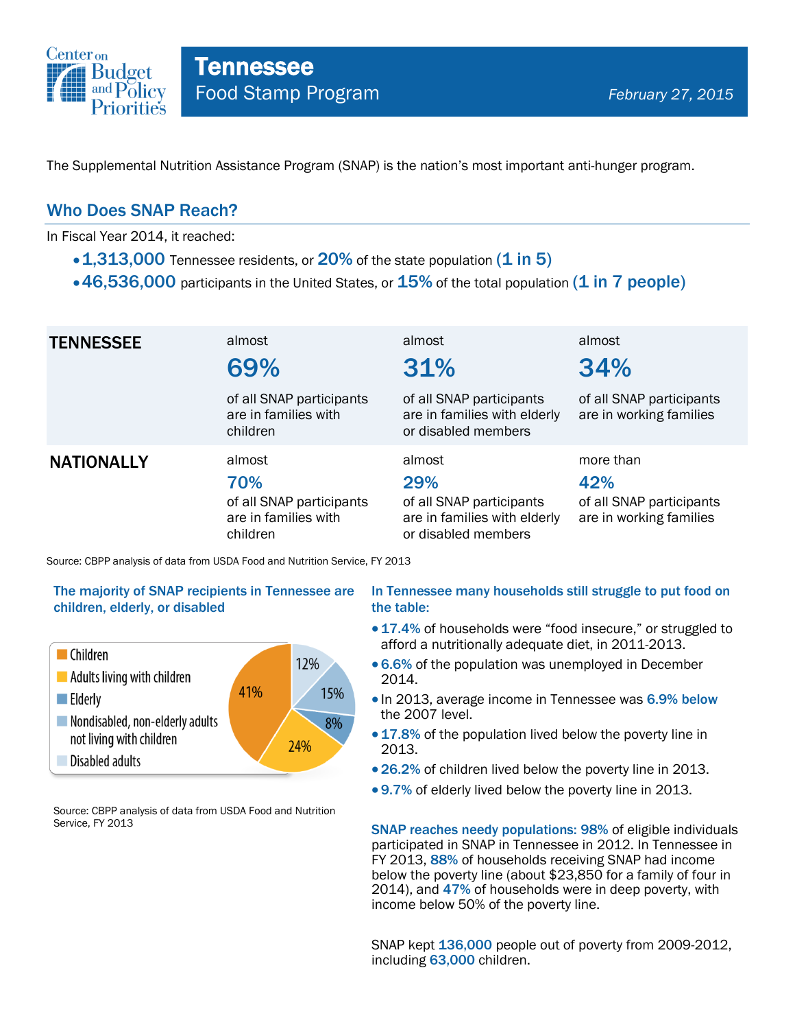# Tennessee

## Food Stamp Program

*February 27, 2015*

The Supplemental Nutrition Assistance Program (SNAP) is the nation's most important anti-hunger program.

## Who Does SNAP Reach?

In Fiscal Year 2014, it reached:

- **1,313,000** Tennessee residents, or **20%** of the state population **(1 in 5)**
- **46,536,000** participants in the United States, or **15%** of the total population **(1 in 7 people)**

| | | | |
|---|---|---|---|
| **TENNESSEE** | almost **69%** of all SNAP participants are in families with children | almost **31%** of all SNAP participants are in families with elderly or disabled members | almost **34%** of all SNAP participants are in working families |
| **NATIONALLY** | almost **70%** of all SNAP participants are in families with children | almost **29%** of all SNAP participants are in families with elderly or disabled members | more than **42%** of all SNAP participants are in working families |

Source: CBPP analysis of data from USDA Food and Nutrition Service, FY 2013

### The majority of SNAP recipients in Tennessee are children, elderly, or disabled

- Children: 41%
- Adults living with children: 24%
- Elderly: 8%
- Nondisabled, non-elderly adults not living with children: 15%
- Disabled adults: 12%

Source: CBPP analysis of data from USDA Food and Nutrition Service, FY 2013

### In Tennessee many households still struggle to put food on the table:

- **17.4%** of households were "food insecure," or struggled to afford a nutritionally adequate diet, in 2011-2013.
- **6.6%** of the population was unemployed in December 2014.
- In 2013, average income in Tennessee was **6.9% below** the 2007 level.
- **17.8%** of the population lived below the poverty line in 2013.
- **26.2%** of children lived below the poverty line in 2013.
- **9.7%** of elderly lived below the poverty line in 2013.

**SNAP reaches needy populations: 98%** of eligible individuals participated in SNAP in Tennessee in 2012. In Tennessee in FY 2013, **88%** of households receiving SNAP had income below the poverty line (about $23,850 for a family of four in 2014), and **47%** of households were in deep poverty, with income below 50% of the poverty line.

SNAP kept **136,000** people out of poverty from 2009-2012, including **63,000** children.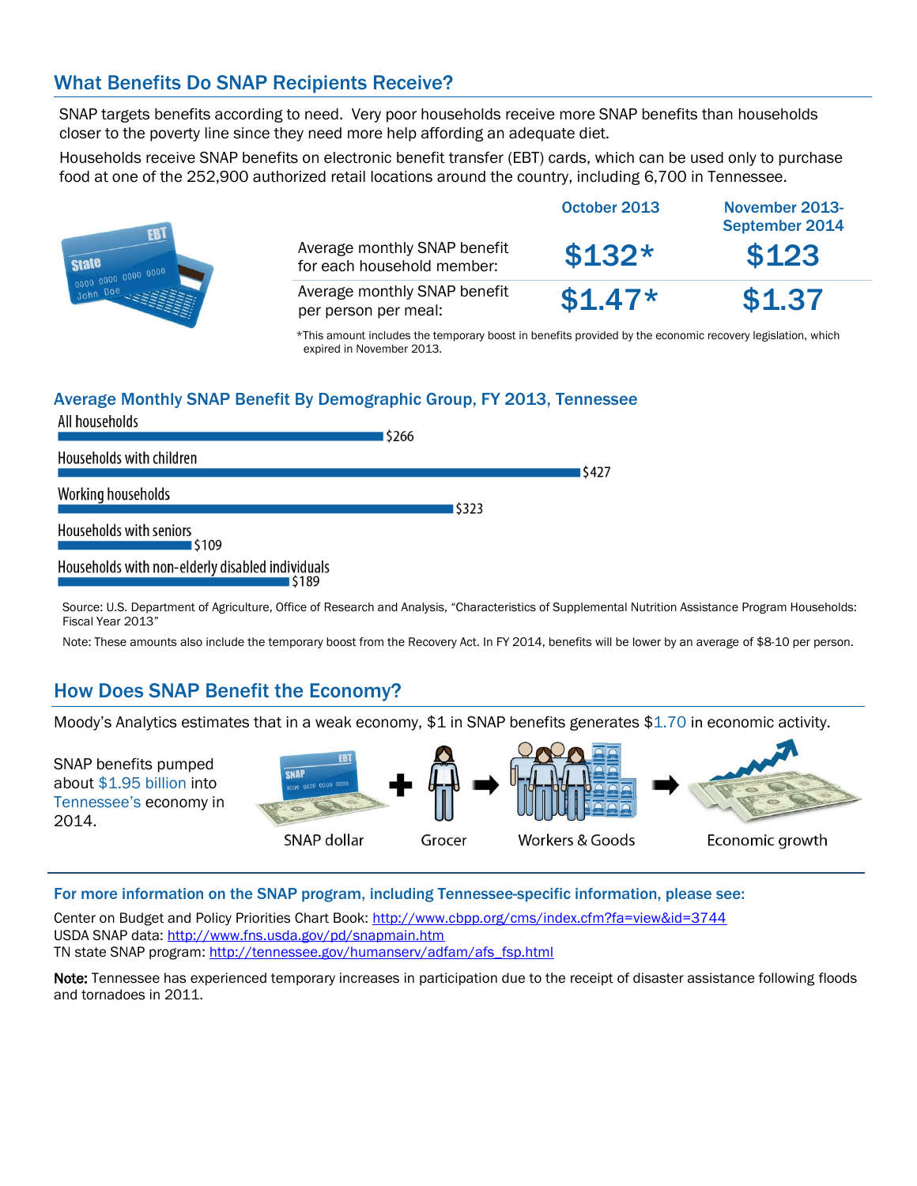## What Benefits Do SNAP Recipients Receive?

SNAP targets benefits according to need. Very poor households receive more SNAP benefits than households closer to the poverty line since they need more help affording an adequate diet.

Households receive SNAP benefits on electronic benefit transfer (EBT) cards, which can be used only to purchase food at one of the 252,900 authorized retail locations around the country, including 6,700 in Tennessee.

| | October 2013 | November 2013-September 2014 |
|---|---|---|
| Average monthly SNAP benefit for each household member: | $132* | $123 |
| Average monthly SNAP benefit per person per meal: | $1.47* | $1.37 |

*This amount includes the temporary boost in benefits provided by the economic recovery legislation, which expired in November 2013.

### Average Monthly SNAP Benefit By Demographic Group, FY 2013, Tennessee

All households
$266

Households with children
$427

Working households
$323

Households with seniors
$109

Households with non-elderly disabled individuals
$189

Source: U.S. Department of Agriculture, Office of Research and Analysis, "Characteristics of Supplemental Nutrition Assistance Program Households: Fiscal Year 2013"

Note: These amounts also include the temporary boost from the Recovery Act. In FY 2014, benefits will be lower by an average of $8-10 per person.

## How Does SNAP Benefit the Economy?

Moody's Analytics estimates that in a weak economy, $1 in SNAP benefits generates $1.70 in economic activity.

SNAP benefits pumped about $1.95 billion into Tennessee's economy in 2014.

SNAP dollar + Grocer → Workers & Goods → Economic growth

### For more information on the SNAP program, including Tennessee-specific information, please see:

Center on Budget and Policy Priorities Chart Book: http://www.cbpp.org/cms/index.cfm?fa=view&id=3744
USDA SNAP data: http://www.fns.usda.gov/pd/snapmain.htm
TN state SNAP program: http://tennessee.gov/humanserv/adfam/afs_fsp.html

**Note:** Tennessee has experienced temporary increases in participation due to the receipt of disaster assistance following floods and tornadoes in 2011.